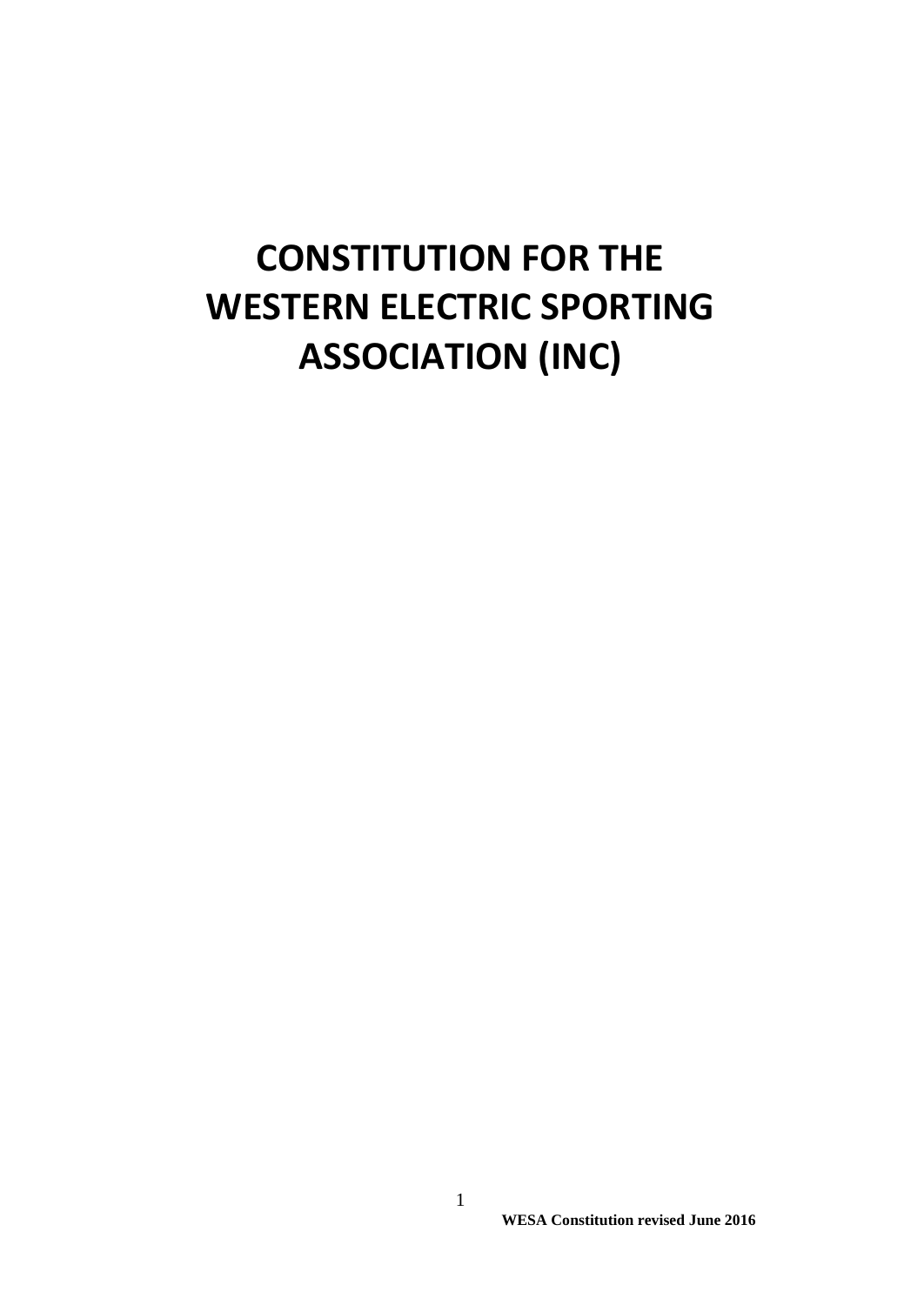# CONSTITUTION FOR THE WESTERN ELECTRIC SPORTING ASSOCIATION (INC)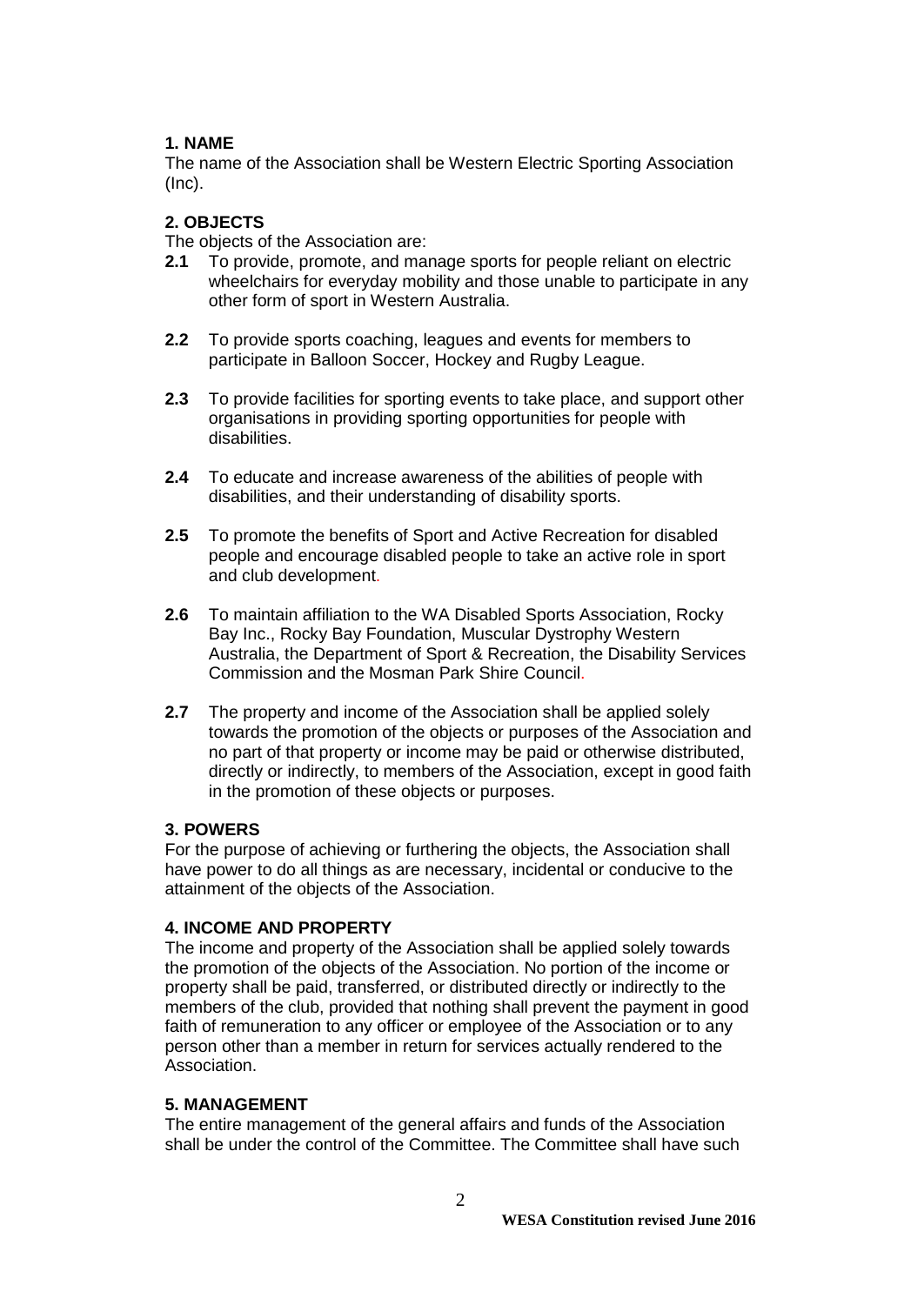## 1. NAME

The name of the Association shall be Western Electric Sporting Association (Inc).

## 2. OBJECTS

The objects of the Association are:

**2.1** To provide, promote, and manage sports for people reliant on electric wheelchairs for everyday mobility and those unable to participate in any other form of sport in Western Australia.

**2.2** To provide sports coaching, leagues and events for members to participate in Balloon Soccer, Hockey and Rugby League.

**2.3** To provide facilities for sporting events to take place, and support other organisations in providing sporting opportunities for people with disabilities.

**2.4** To educate and increase awareness of the abilities of people with disabilities, and their understanding of disability sports.

**2.5** To promote the benefits of Sport and Active Recreation for disabled people and encourage disabled people to take an active role in sport and club development.

**2.6** To maintain affiliation to the WA Disabled Sports Association, Rocky Bay Inc., Rocky Bay Foundation, Muscular Dystrophy Western Australia, the Department of Sport & Recreation, the Disability Services Commission and the Mosman Park Shire Council.

**2.7** The property and income of the Association shall be applied solely towards the promotion of the objects or purposes of the Association and no part of that property or income may be paid or otherwise distributed, directly or indirectly, to members of the Association, except in good faith in the promotion of these objects or purposes.

## 3. POWERS

For the purpose of achieving or furthering the objects, the Association shall have power to do all things as are necessary, incidental or conducive to the attainment of the objects of the Association.

## 4. INCOME AND PROPERTY

The income and property of the Association shall be applied solely towards the promotion of the objects of the Association. No portion of the income or property shall be paid, transferred, or distributed directly or indirectly to the members of the club, provided that nothing shall prevent the payment in good faith of remuneration to any officer or employee of the Association or to any person other than a member in return for services actually rendered to the Association.

## 5. MANAGEMENT

The entire management of the general affairs and funds of the Association shall be under the control of the Committee. The Committee shall have such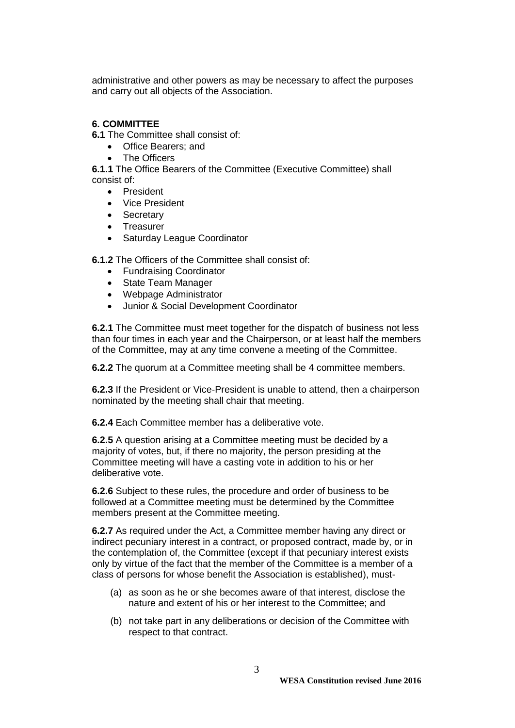administrative and other powers as may be necessary to affect the purposes and carry out all objects of the Association.

## 6. COMMITTEE

**6.1** The Committee shall consist of:

- Office Bearers; and
- The Officers

**6.1.1** The Office Bearers of the Committee (Executive Committee) shall consist of:

- President
- Vice President
- Secretary
- Treasurer
- Saturday League Coordinator

**6.1.2** The Officers of the Committee shall consist of:

- Fundraising Coordinator
- State Team Manager
- Webpage Administrator
- Junior & Social Development Coordinator

**6.2.1** The Committee must meet together for the dispatch of business not less than four times in each year and the Chairperson, or at least half the members of the Committee, may at any time convene a meeting of the Committee.

**6.2.2** The quorum at a Committee meeting shall be 4 committee members.

**6.2.3** If the President or Vice-President is unable to attend, then a chairperson nominated by the meeting shall chair that meeting.

**6.2.4** Each Committee member has a deliberative vote.

**6.2.5** A question arising at a Committee meeting must be decided by a majority of votes, but, if there no majority, the person presiding at the Committee meeting will have a casting vote in addition to his or her deliberative vote.

**6.2.6** Subject to these rules, the procedure and order of business to be followed at a Committee meeting must be determined by the Committee members present at the Committee meeting.

**6.2.7** As required under the Act, a Committee member having any direct or indirect pecuniary interest in a contract, or proposed contract, made by, or in the contemplation of, the Committee (except if that pecuniary interest exists only by virtue of the fact that the member of the Committee is a member of a class of persons for whose benefit the Association is established), must-

(a) as soon as he or she becomes aware of that interest, disclose the nature and extent of his or her interest to the Committee; and

(b) not take part in any deliberations or decision of the Committee with respect to that contract.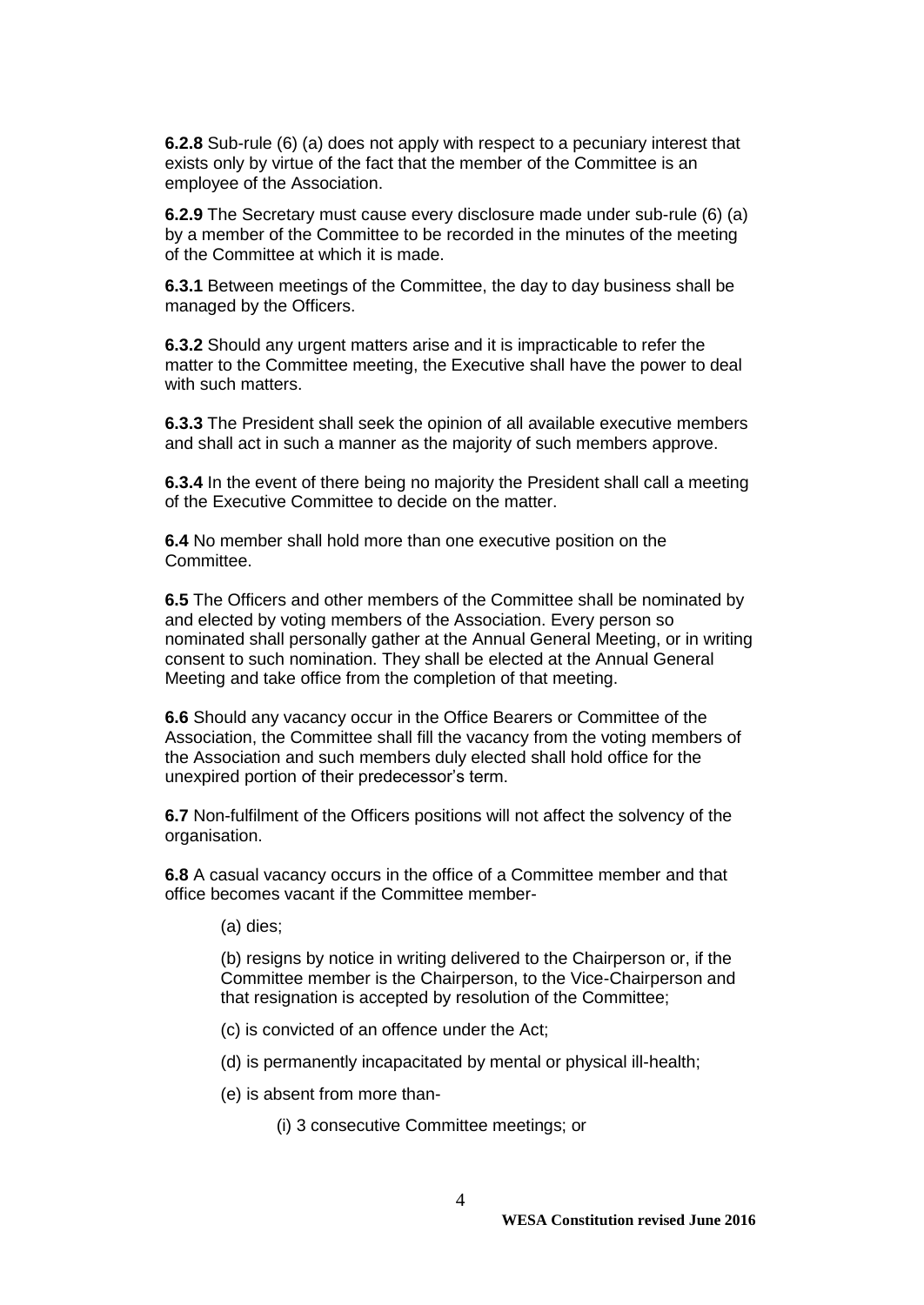**6.2.8** Sub-rule (6) (a) does not apply with respect to a pecuniary interest that exists only by virtue of the fact that the member of the Committee is an employee of the Association.

**6.2.9** The Secretary must cause every disclosure made under sub-rule (6) (a) by a member of the Committee to be recorded in the minutes of the meeting of the Committee at which it is made.

**6.3.1** Between meetings of the Committee, the day to day business shall be managed by the Officers.

**6.3.2** Should any urgent matters arise and it is impracticable to refer the matter to the Committee meeting, the Executive shall have the power to deal with such matters.

**6.3.3** The President shall seek the opinion of all available executive members and shall act in such a manner as the majority of such members approve.

**6.3.4** In the event of there being no majority the President shall call a meeting of the Executive Committee to decide on the matter.

**6.4** No member shall hold more than one executive position on the Committee.

**6.5** The Officers and other members of the Committee shall be nominated by and elected by voting members of the Association. Every person so nominated shall personally gather at the Annual General Meeting, or in writing consent to such nomination. They shall be elected at the Annual General Meeting and take office from the completion of that meeting.

**6.6** Should any vacancy occur in the Office Bearers or Committee of the Association, the Committee shall fill the vacancy from the voting members of the Association and such members duly elected shall hold office for the unexpired portion of their predecessor's term.

**6.7** Non-fulfilment of the Officers positions will not affect the solvency of the organisation.

**6.8** A casual vacancy occurs in the office of a Committee member and that office becomes vacant if the Committee member-

(a) dies;

(b) resigns by notice in writing delivered to the Chairperson or, if the Committee member is the Chairperson, to the Vice-Chairperson and that resignation is accepted by resolution of the Committee;

(c) is convicted of an offence under the Act;

(d) is permanently incapacitated by mental or physical ill-health;

(e) is absent from more than-

(i) 3 consecutive Committee meetings; or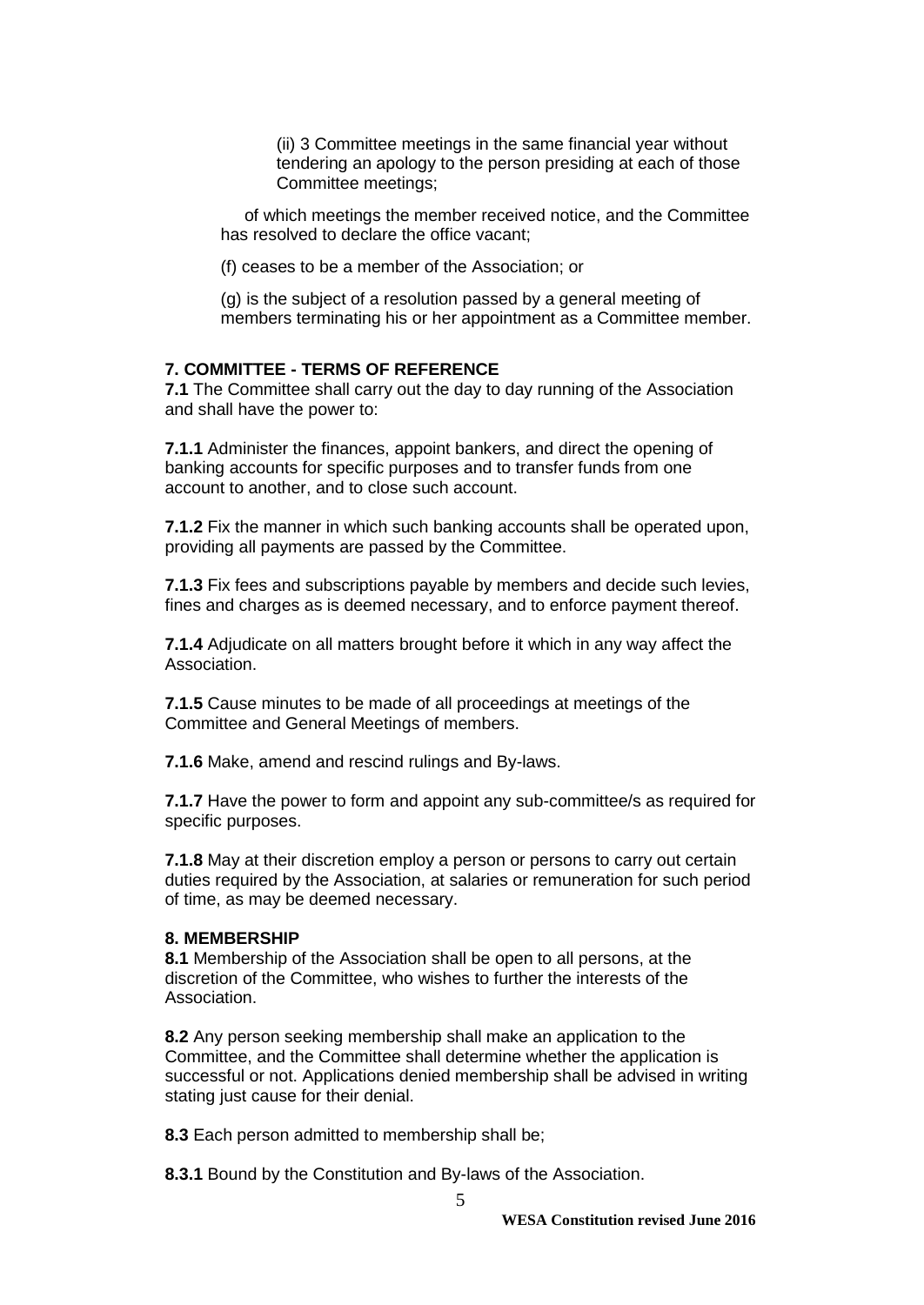(ii) 3 Committee meetings in the same financial year without tendering an apology to the person presiding at each of those Committee meetings;

of which meetings the member received notice, and the Committee has resolved to declare the office vacant;

(f) ceases to be a member of the Association; or

(g) is the subject of a resolution passed by a general meeting of members terminating his or her appointment as a Committee member.

**7. COMMITTEE - TERMS OF REFERENCE**

**7.1** The Committee shall carry out the day to day running of the Association and shall have the power to:

**7.1.1** Administer the finances, appoint bankers, and direct the opening of banking accounts for specific purposes and to transfer funds from one account to another, and to close such account.

**7.1.2** Fix the manner in which such banking accounts shall be operated upon, providing all payments are passed by the Committee.

**7.1.3** Fix fees and subscriptions payable by members and decide such levies, fines and charges as is deemed necessary, and to enforce payment thereof.

**7.1.4** Adjudicate on all matters brought before it which in any way affect the Association.

**7.1.5** Cause minutes to be made of all proceedings at meetings of the Committee and General Meetings of members.

**7.1.6** Make, amend and rescind rulings and By-laws.

**7.1.7** Have the power to form and appoint any sub-committee/s as required for specific purposes.

**7.1.8** May at their discretion employ a person or persons to carry out certain duties required by the Association, at salaries or remuneration for such period of time, as may be deemed necessary.

**8. MEMBERSHIP**

**8.1** Membership of the Association shall be open to all persons, at the discretion of the Committee, who wishes to further the interests of the Association.

**8.2** Any person seeking membership shall make an application to the Committee, and the Committee shall determine whether the application is successful or not. Applications denied membership shall be advised in writing stating just cause for their denial.

**8.3** Each person admitted to membership shall be;

**8.3.1** Bound by the Constitution and By-laws of the Association.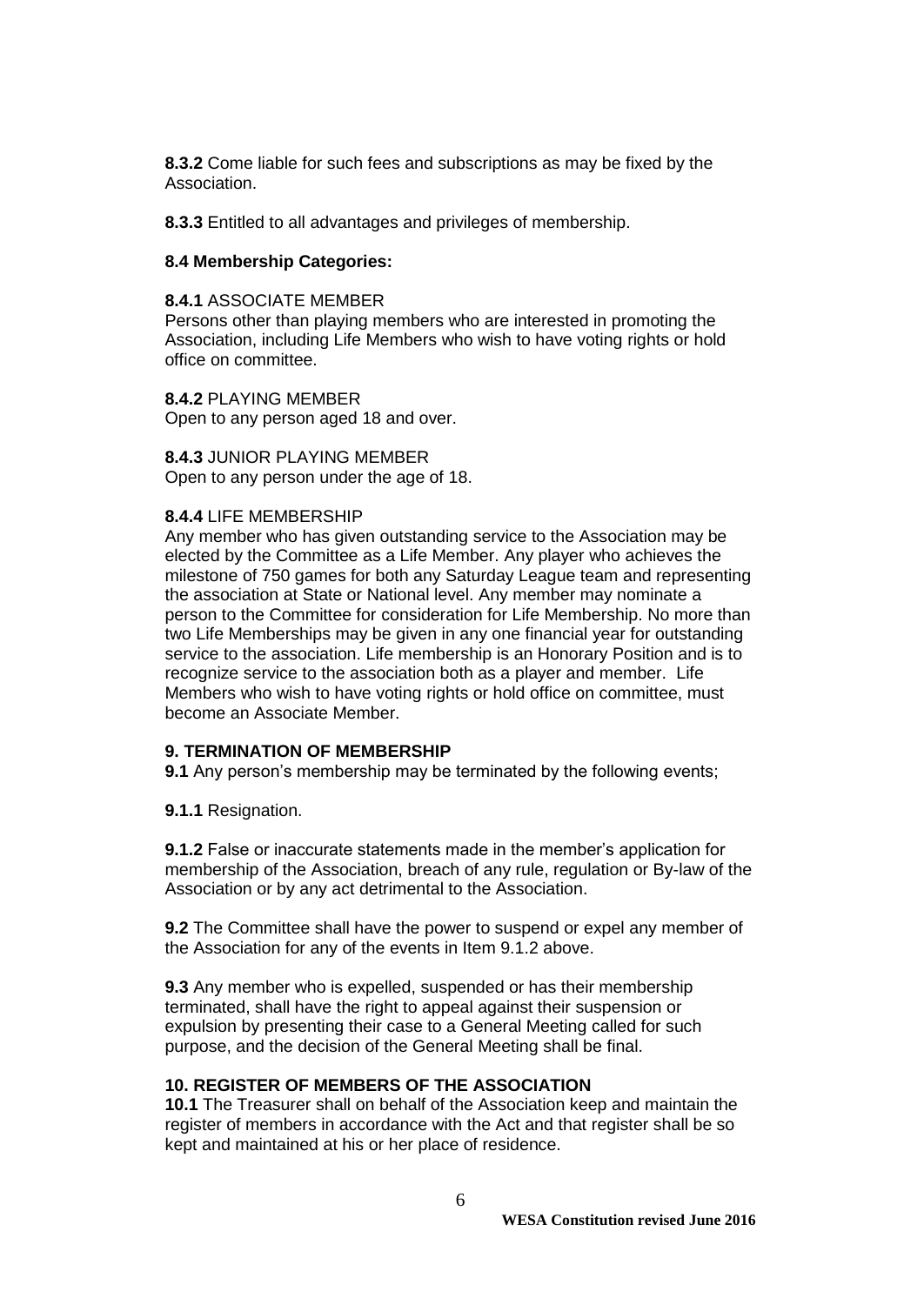**8.3.2** Come liable for such fees and subscriptions as may be fixed by the Association.

**8.3.3** Entitled to all advantages and privileges of membership.

**8.4 Membership Categories:**

**8.4.1** ASSOCIATE MEMBER
Persons other than playing members who are interested in promoting the Association, including Life Members who wish to have voting rights or hold office on committee.

**8.4.2** PLAYING MEMBER
Open to any person aged 18 and over.

**8.4.3** JUNIOR PLAYING MEMBER
Open to any person under the age of 18.

**8.4.4** LIFE MEMBERSHIP
Any member who has given outstanding service to the Association may be elected by the Committee as a Life Member. Any player who achieves the milestone of 750 games for both any Saturday League team and representing the association at State or National level. Any member may nominate a person to the Committee for consideration for Life Membership. No more than two Life Memberships may be given in any one financial year for outstanding service to the association. Life membership is an Honorary Position and is to recognize service to the association both as a player and member. Life Members who wish to have voting rights or hold office on committee, must become an Associate Member.

**9. TERMINATION OF MEMBERSHIP**

**9.1** Any person's membership may be terminated by the following events;

**9.1.1** Resignation.

**9.1.2** False or inaccurate statements made in the member's application for membership of the Association, breach of any rule, regulation or By-law of the Association or by any act detrimental to the Association.

**9.2** The Committee shall have the power to suspend or expel any member of the Association for any of the events in Item 9.1.2 above.

**9.3** Any member who is expelled, suspended or has their membership terminated, shall have the right to appeal against their suspension or expulsion by presenting their case to a General Meeting called for such purpose, and the decision of the General Meeting shall be final.

**10. REGISTER OF MEMBERS OF THE ASSOCIATION**

**10.1** The Treasurer shall on behalf of the Association keep and maintain the register of members in accordance with the Act and that register shall be so kept and maintained at his or her place of residence.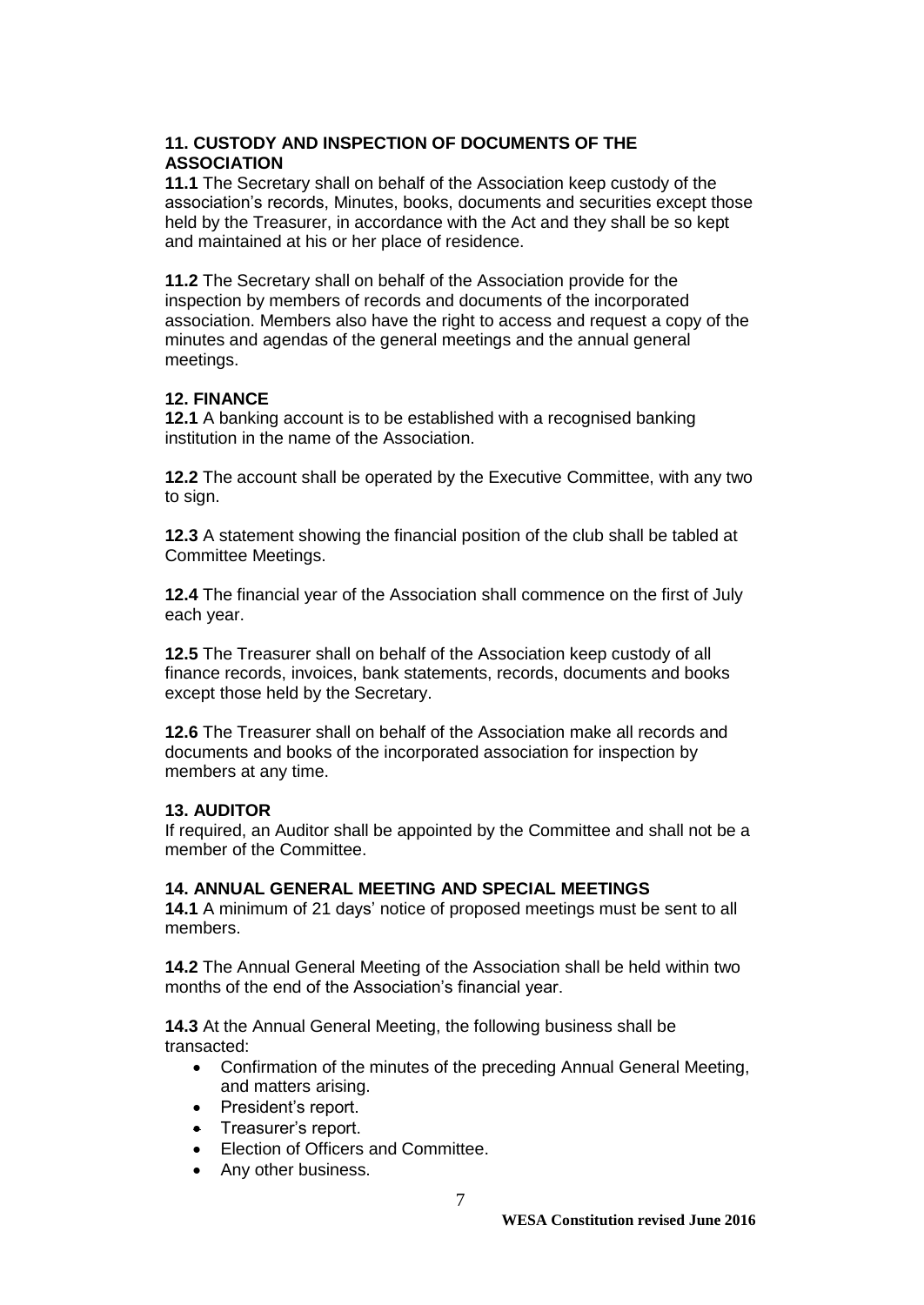### 11. CUSTODY AND INSPECTION OF DOCUMENTS OF THE ASSOCIATION

**11.1** The Secretary shall on behalf of the Association keep custody of the association's records, Minutes, books, documents and securities except those held by the Treasurer, in accordance with the Act and they shall be so kept and maintained at his or her place of residence.

**11.2** The Secretary shall on behalf of the Association provide for the inspection by members of records and documents of the incorporated association. Members also have the right to access and request a copy of the minutes and agendas of the general meetings and the annual general meetings.

### 12. FINANCE

**12.1** A banking account is to be established with a recognised banking institution in the name of the Association.

**12.2** The account shall be operated by the Executive Committee, with any two to sign.

**12.3** A statement showing the financial position of the club shall be tabled at Committee Meetings.

**12.4** The financial year of the Association shall commence on the first of July each year.

**12.5** The Treasurer shall on behalf of the Association keep custody of all finance records, invoices, bank statements, records, documents and books except those held by the Secretary.

**12.6** The Treasurer shall on behalf of the Association make all records and documents and books of the incorporated association for inspection by members at any time.

### 13. AUDITOR

If required, an Auditor shall be appointed by the Committee and shall not be a member of the Committee.

### 14. ANNUAL GENERAL MEETING AND SPECIAL MEETINGS

**14.1** A minimum of 21 days' notice of proposed meetings must be sent to all members.

**14.2** The Annual General Meeting of the Association shall be held within two months of the end of the Association's financial year.

**14.3** At the Annual General Meeting, the following business shall be transacted:

- Confirmation of the minutes of the preceding Annual General Meeting, and matters arising.
- President's report.
- Treasurer's report.
- Election of Officers and Committee.
- Any other business.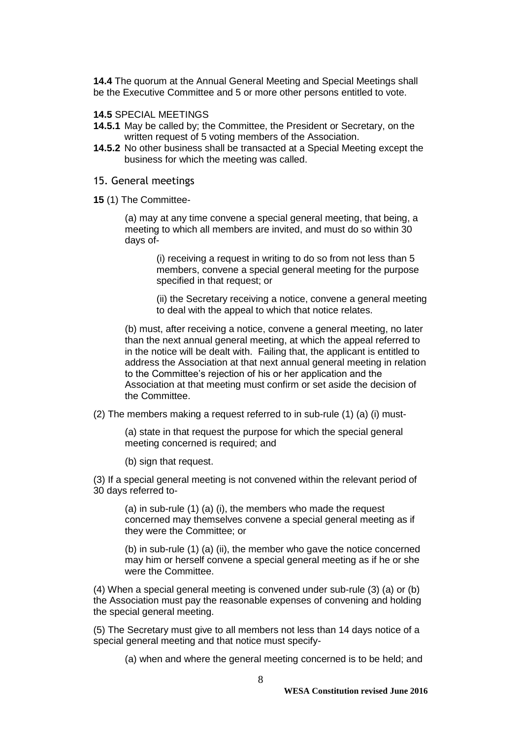**14.4** The quorum at the Annual General Meeting and Special Meetings shall be the Executive Committee and 5 or more other persons entitled to vote.

**14.5** SPECIAL MEETINGS

**14.5.1** May be called by; the Committee, the President or Secretary, on the written request of 5 voting members of the Association.

**14.5.2** No other business shall be transacted at a Special Meeting except the business for which the meeting was called.

## 15. General meetings

**15** (1) The Committee-

(a) may at any time convene a special general meeting, that being, a meeting to which all members are invited, and must do so within 30 days of-

(i) receiving a request in writing to do so from not less than 5 members, convene a special general meeting for the purpose specified in that request; or

(ii) the Secretary receiving a notice, convene a general meeting to deal with the appeal to which that notice relates.

(b) must, after receiving a notice, convene a general meeting, no later than the next annual general meeting, at which the appeal referred to in the notice will be dealt with. Failing that, the applicant is entitled to address the Association at that next annual general meeting in relation to the Committee's rejection of his or her application and the Association at that meeting must confirm or set aside the decision of the Committee.

(2) The members making a request referred to in sub-rule (1) (a) (i) must-

(a) state in that request the purpose for which the special general meeting concerned is required; and

(b) sign that request.

(3) If a special general meeting is not convened within the relevant period of 30 days referred to-

(a) in sub-rule (1) (a) (i), the members who made the request concerned may themselves convene a special general meeting as if they were the Committee; or

(b) in sub-rule (1) (a) (ii), the member who gave the notice concerned may him or herself convene a special general meeting as if he or she were the Committee.

(4) When a special general meeting is convened under sub-rule (3) (a) or (b) the Association must pay the reasonable expenses of convening and holding the special general meeting.

(5) The Secretary must give to all members not less than 14 days notice of a special general meeting and that notice must specify-

(a) when and where the general meeting concerned is to be held; and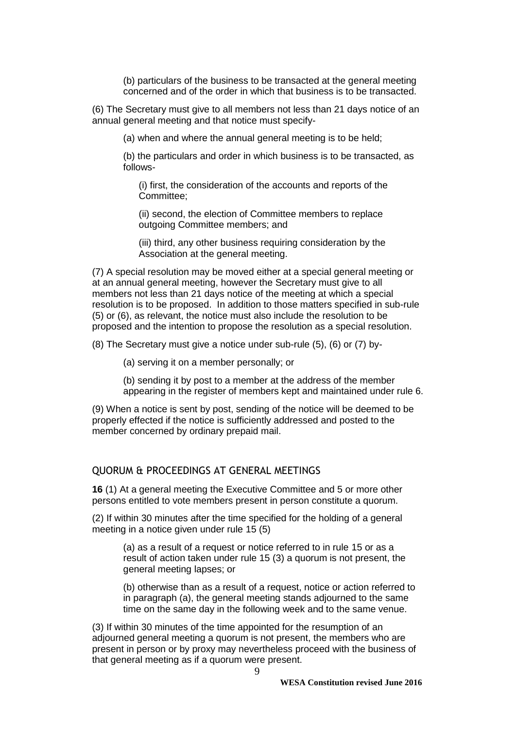(b) particulars of the business to be transacted at the general meeting concerned and of the order in which that business is to be transacted.

(6) The Secretary must give to all members not less than 21 days notice of an annual general meeting and that notice must specify-

(a) when and where the annual general meeting is to be held;

(b) the particulars and order in which business is to be transacted, as follows-

(i) first, the consideration of the accounts and reports of the Committee;

(ii) second, the election of Committee members to replace outgoing Committee members; and

(iii) third, any other business requiring consideration by the Association at the general meeting.

(7) A special resolution may be moved either at a special general meeting or at an annual general meeting, however the Secretary must give to all members not less than 21 days notice of the meeting at which a special resolution is to be proposed. In addition to those matters specified in sub-rule (5) or (6), as relevant, the notice must also include the resolution to be proposed and the intention to propose the resolution as a special resolution.

(8) The Secretary must give a notice under sub-rule (5), (6) or (7) by-

(a) serving it on a member personally; or

(b) sending it by post to a member at the address of the member appearing in the register of members kept and maintained under rule 6.

(9) When a notice is sent by post, sending of the notice will be deemed to be properly effected if the notice is sufficiently addressed and posted to the member concerned by ordinary prepaid mail.

## QUORUM & PROCEEDINGS AT GENERAL MEETINGS

**16** (1) At a general meeting the Executive Committee and 5 or more other persons entitled to vote members present in person constitute a quorum.

(2) If within 30 minutes after the time specified for the holding of a general meeting in a notice given under rule 15 (5)

(a) as a result of a request or notice referred to in rule 15 or as a result of action taken under rule 15 (3) a quorum is not present, the general meeting lapses; or

(b) otherwise than as a result of a request, notice or action referred to in paragraph (a), the general meeting stands adjourned to the same time on the same day in the following week and to the same venue.

(3) If within 30 minutes of the time appointed for the resumption of an adjourned general meeting a quorum is not present, the members who are present in person or by proxy may nevertheless proceed with the business of that general meeting as if a quorum were present.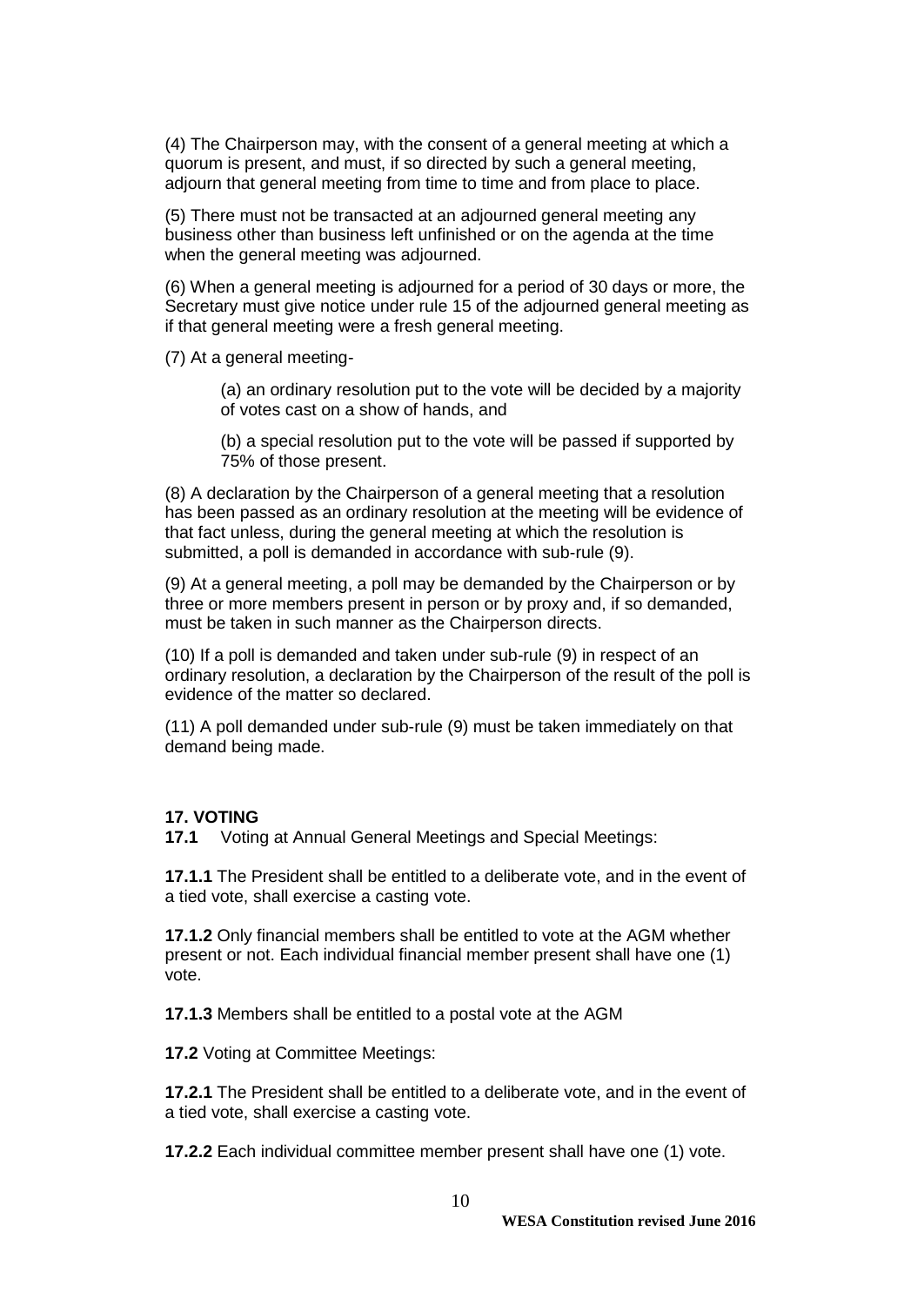(4) The Chairperson may, with the consent of a general meeting at which a quorum is present, and must, if so directed by such a general meeting, adjourn that general meeting from time to time and from place to place.

(5) There must not be transacted at an adjourned general meeting any business other than business left unfinished or on the agenda at the time when the general meeting was adjourned.

(6) When a general meeting is adjourned for a period of 30 days or more, the Secretary must give notice under rule 15 of the adjourned general meeting as if that general meeting were a fresh general meeting.

(7) At a general meeting-

> (a) an ordinary resolution put to the vote will be decided by a majority of votes cast on a show of hands, and
>
> (b) a special resolution put to the vote will be passed if supported by 75% of those present.

(8) A declaration by the Chairperson of a general meeting that a resolution has been passed as an ordinary resolution at the meeting will be evidence of that fact unless, during the general meeting at which the resolution is submitted, a poll is demanded in accordance with sub-rule (9).

(9) At a general meeting, a poll may be demanded by the Chairperson or by three or more members present in person or by proxy and, if so demanded, must be taken in such manner as the Chairperson directs.

(10) If a poll is demanded and taken under sub-rule (9) in respect of an ordinary resolution, a declaration by the Chairperson of the result of the poll is evidence of the matter so declared.

(11) A poll demanded under sub-rule (9) must be taken immediately on that demand being made.

## 17. VOTING

**17.1** Voting at Annual General Meetings and Special Meetings:

**17.1.1** The President shall be entitled to a deliberate vote, and in the event of a tied vote, shall exercise a casting vote.

**17.1.2** Only financial members shall be entitled to vote at the AGM whether present or not. Each individual financial member present shall have one (1) vote.

**17.1.3** Members shall be entitled to a postal vote at the AGM

**17.2** Voting at Committee Meetings:

**17.2.1** The President shall be entitled to a deliberate vote, and in the event of a tied vote, shall exercise a casting vote.

**17.2.2** Each individual committee member present shall have one (1) vote.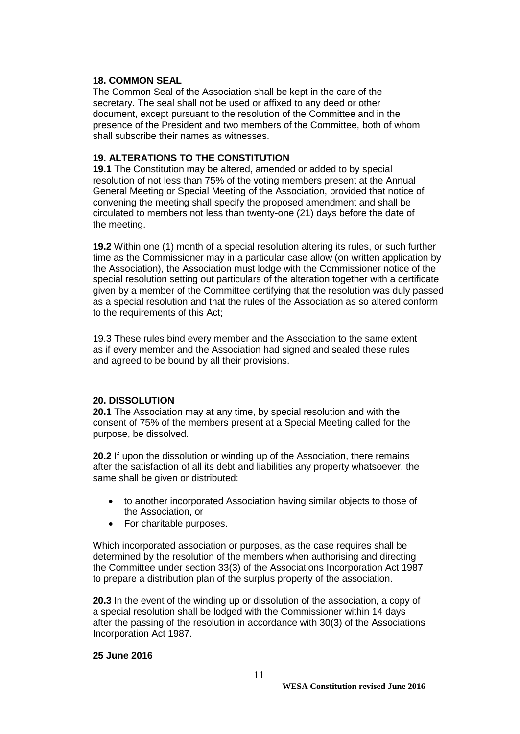**18. COMMON SEAL**

The Common Seal of the Association shall be kept in the care of the secretary. The seal shall not be used or affixed to any deed or other document, except pursuant to the resolution of the Committee and in the presence of the President and two members of the Committee, both of whom shall subscribe their names as witnesses.

**19. ALTERATIONS TO THE CONSTITUTION**

**19.1** The Constitution may be altered, amended or added to by special resolution of not less than 75% of the voting members present at the Annual General Meeting or Special Meeting of the Association, provided that notice of convening the meeting shall specify the proposed amendment and shall be circulated to members not less than twenty-one (21) days before the date of the meeting.

**19.2** Within one (1) month of a special resolution altering its rules, or such further time as the Commissioner may in a particular case allow (on written application by the Association), the Association must lodge with the Commissioner notice of the special resolution setting out particulars of the alteration together with a certificate given by a member of the Committee certifying that the resolution was duly passed as a special resolution and that the rules of the Association as so altered conform to the requirements of this Act;

19.3 These rules bind every member and the Association to the same extent as if every member and the Association had signed and sealed these rules and agreed to be bound by all their provisions.

**20. DISSOLUTION**

**20.1** The Association may at any time, by special resolution and with the consent of 75% of the members present at a Special Meeting called for the purpose, be dissolved.

**20.2** If upon the dissolution or winding up of the Association, there remains after the satisfaction of all its debt and liabilities any property whatsoever, the same shall be given or distributed:

- to another incorporated Association having similar objects to those of the Association, or
- For charitable purposes.

Which incorporated association or purposes, as the case requires shall be determined by the resolution of the members when authorising and directing the Committee under section 33(3) of the Associations Incorporation Act 1987 to prepare a distribution plan of the surplus property of the association.

**20.3** In the event of the winding up or dissolution of the association, a copy of a special resolution shall be lodged with the Commissioner within 14 days after the passing of the resolution in accordance with 30(3) of the Associations Incorporation Act 1987.

**25 June 2016**